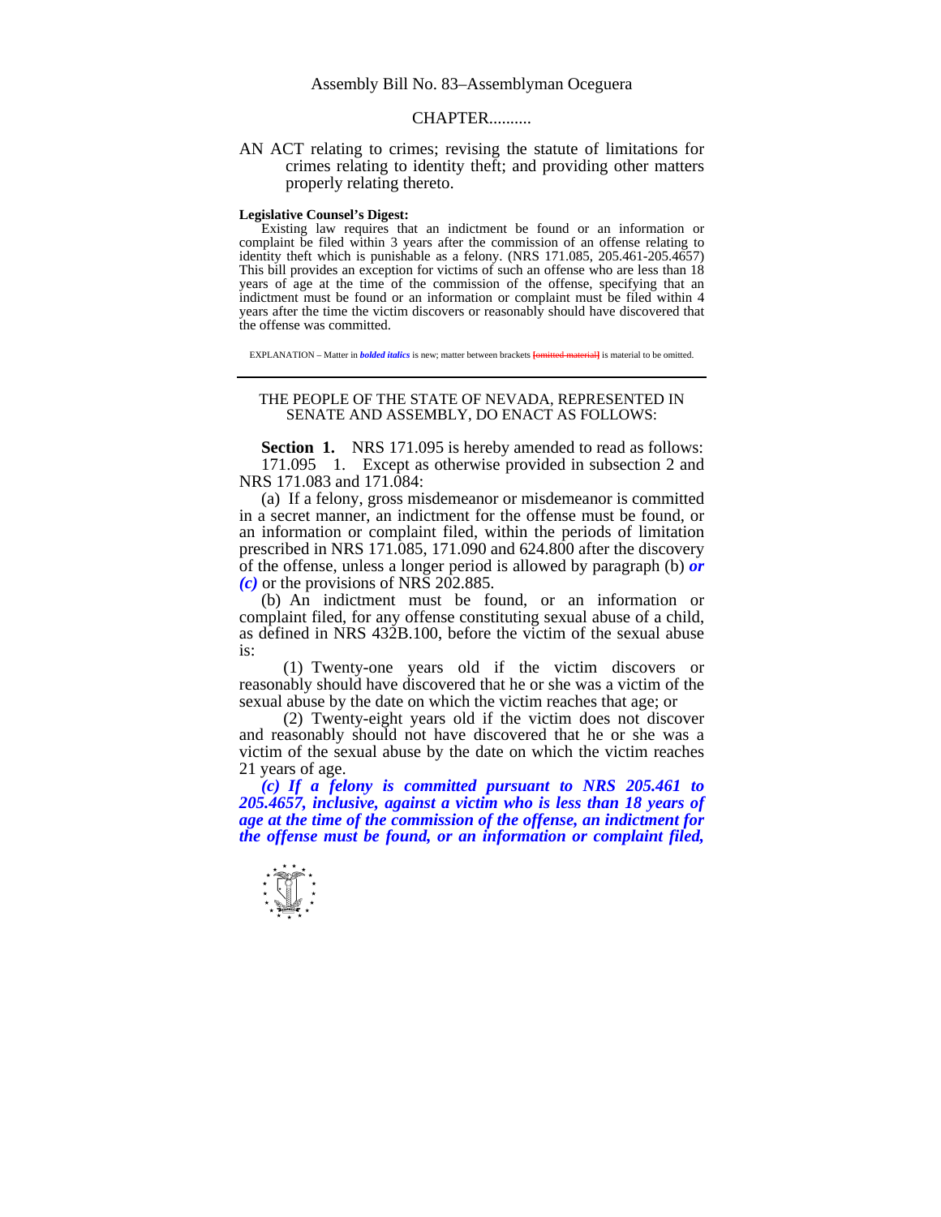Assembly Bill No. 83–Assemblyman Oceguera

CHAPTER..........

AN ACT relating to crimes; revising the statute of limitations for crimes relating to identity theft; and providing other matters properly relating thereto.

**Legislative Counsel's Digest:**

Existing law requires that an indictment be found or an information or complaint be filed within 3 years after the commission of an offense relating to identity theft which is punishable as a felony. (NRS 171.085, 205.461-205.4657) This bill provides an exception for victims of such an offense who are less than 18 years of age at the time of the commission of the offense, specifying that an indictment must be found or an information or complaint must be filed within 4 years after the time the victim discovers or reasonably should have discovered that the offense was committed.

EXPLANATION – Matter in ***bolded italics*** is new; matter between brackets ~~[omitted material]~~ is material to be omitted.

---

THE PEOPLE OF THE STATE OF NEVADA, REPRESENTED IN SENATE AND ASSEMBLY, DO ENACT AS FOLLOWS:

**Section 1.** NRS 171.095 is hereby amended to read as follows:

171.095 1. Except as otherwise provided in subsection 2 and NRS 171.083 and 171.084:

(a) If a felony, gross misdemeanor or misdemeanor is committed in a secret manner, an indictment for the offense must be found, or an information or complaint filed, within the periods of limitation prescribed in NRS 171.085, 171.090 and 624.800 after the discovery of the offense, unless a longer period is allowed by paragraph (b) ***or (c)*** or the provisions of NRS 202.885.

(b) An indictment must be found, or an information or complaint filed, for any offense constituting sexual abuse of a child, as defined in NRS 432B.100, before the victim of the sexual abuse is:

(1) Twenty-one years old if the victim discovers or reasonably should have discovered that he or she was a victim of the sexual abuse by the date on which the victim reaches that age; or

(2) Twenty-eight years old if the victim does not discover and reasonably should not have discovered that he or she was a victim of the sexual abuse by the date on which the victim reaches 21 years of age.

***(c) If a felony is committed pursuant to NRS 205.461 to 205.4657, inclusive, against a victim who is less than 18 years of age at the time of the commission of the offense, an indictment for the offense must be found, or an information or complaint filed,***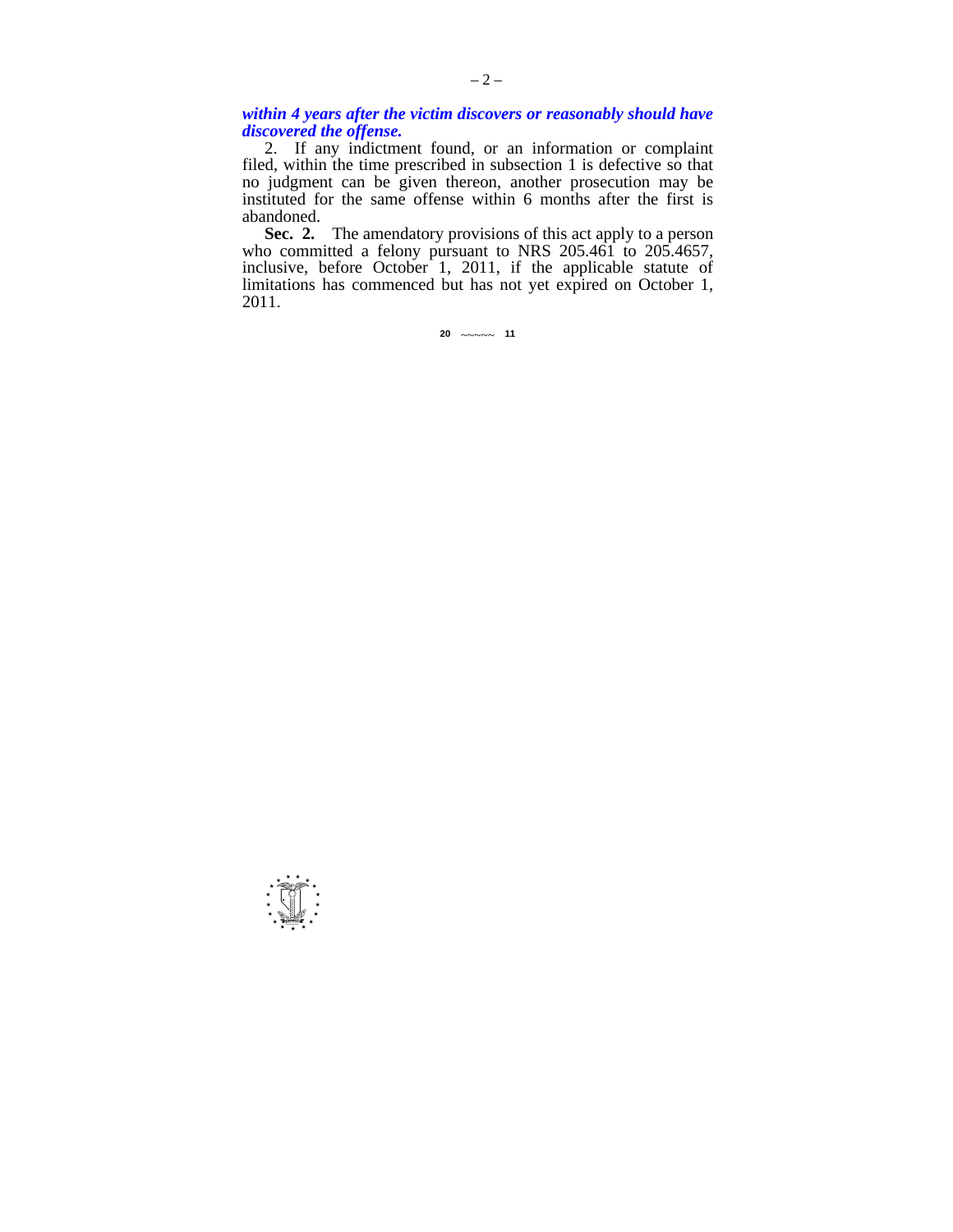***within 4 years after the victim discovers or reasonably should have discovered the offense.***

2. If any indictment found, or an information or complaint filed, within the time prescribed in subsection 1 is defective so that no judgment can be given thereon, another prosecution may be instituted for the same offense within 6 months after the first is abandoned.

**Sec. 2.** The amendatory provisions of this act apply to a person who committed a felony pursuant to NRS 205.461 to 205.4657, inclusive, before October 1, 2011, if the applicable statute of limitations has commenced but has not yet expired on October 1, 2011.

20 ~~~~~ 11